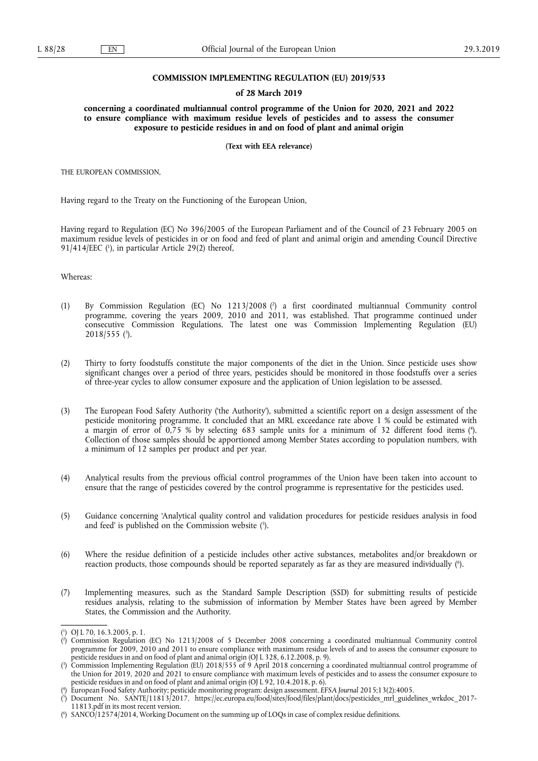**COMMISSION IMPLEMENTING REGULATION (EU) 2019/533**

**of 28 March 2019**

**concerning a coordinated multiannual control programme of the Union for 2020, 2021 and 2022 to ensure compliance with maximum residue levels of pesticides and to assess the consumer exposure to pesticide residues in and on food of plant and animal origin**

**(Text with EEA relevance)**

THE EUROPEAN COMMISSION,

Having regard to the Treaty on the Functioning of the European Union,

Having regard to Regulation (EC) No 396/2005 of the European Parliament and of the Council of 23 February 2005 on maximum residue levels of pesticides in or on food and feed of plant and animal origin and amending Council Directive 91/414/EEC [1], in particular Article 29(2) thereof,

Whereas:

(1) By Commission Regulation (EC) No 1213/2008 [2] a first coordinated multiannual Community control programme, covering the years 2009, 2010 and 2011, was established. That programme continued under consecutive Commission Regulations. The latest one was Commission Implementing Regulation (EU) 2018/555 [3].

(2) Thirty to forty foodstuffs constitute the major components of the diet in the Union. Since pesticide uses show significant changes over a period of three years, pesticides should be monitored in those foodstuffs over a series of three-year cycles to allow consumer exposure and the application of Union legislation to be assessed.

(3) The European Food Safety Authority ('the Authority'), submitted a scientific report on a design assessment of the pesticide monitoring programme. It concluded that an MRL exceedance rate above 1 % could be estimated with a margin of error of 0,75 % by selecting 683 sample units for a minimum of 32 different food items [4]. Collection of those samples should be apportioned among Member States according to population numbers, with a minimum of 12 samples per product and per year.

(4) Analytical results from the previous official control programmes of the Union have been taken into account to ensure that the range of pesticides covered by the control programme is representative for the pesticides used.

(5) Guidance concerning 'Analytical quality control and validation procedures for pesticide residues analysis in food and feed' is published on the Commission website [5].

(6) Where the residue definition of a pesticide includes other active substances, metabolites and/or breakdown or reaction products, those compounds should be reported separately as far as they are measured individually [6].

(7) Implementing measures, such as the Standard Sample Description (SSD) for submitting results of pesticide residues analysis, relating to the submission of information by Member States have been agreed by Member States, the Commission and the Authority.

---

[1] OJ L 70, 16.3.2005, p. 1.

[2] Commission Regulation (EC) No 1213/2008 of 5 December 2008 concerning a coordinated multiannual Community control programme for 2009, 2010 and 2011 to ensure compliance with maximum residue levels of and to assess the consumer exposure to pesticide residues in and on food of plant and animal origin (OJ L 328, 6.12.2008, p. 9).

[3] Commission Implementing Regulation (EU) 2018/555 of 9 April 2018 concerning a coordinated multiannual control programme of the Union for 2019, 2020 and 2021 to ensure compliance with maximum residue levels of pesticides and to assess the consumer exposure to pesticide residues in and on food of plant and animal origin (OJ L 92, 10.4.2018, p. 6).

[4] European Food Safety Authority; pesticide monitoring program: design assessment. *EFSA Journal* 2015;13(2):4005.

[5] Document No. SANTE/11813/2017. https://ec.europa.eu/food/sites/food/files/plant/docs/pesticides_mrl_guidelines_wrkdoc_2017-11813.pdf in its most recent version.

[6] SANCO/12574/2014, Working Document on the summing up of LOQs in case of complex residue definitions.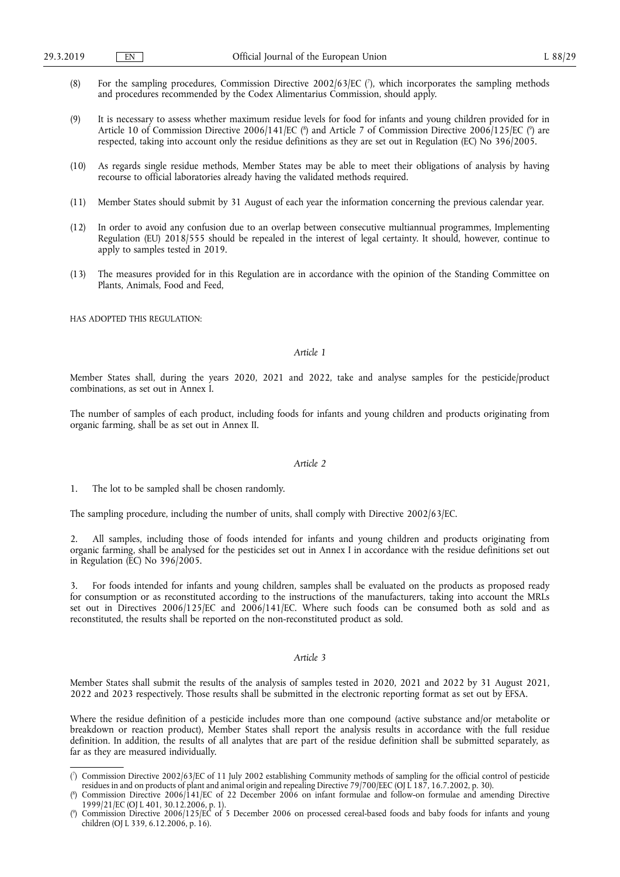(8) For the sampling procedures, Commission Directive 2002/63/EC [7], which incorporates the sampling methods and procedures recommended by the Codex Alimentarius Commission, should apply.

(9) It is necessary to assess whether maximum residue levels for food for infants and young children provided for in Article 10 of Commission Directive 2006/141/EC [8] and Article 7 of Commission Directive 2006/125/EC [9] are respected, taking into account only the residue definitions as they are set out in Regulation (EC) No 396/2005.

(10) As regards single residue methods, Member States may be able to meet their obligations of analysis by having recourse to official laboratories already having the validated methods required.

(11) Member States should submit by 31 August of each year the information concerning the previous calendar year.

(12) In order to avoid any confusion due to an overlap between consecutive multiannual programmes, Implementing Regulation (EU) 2018/555 should be repealed in the interest of legal certainty. It should, however, continue to apply to samples tested in 2019.

(13) The measures provided for in this Regulation are in accordance with the opinion of the Standing Committee on Plants, Animals, Food and Feed,

HAS ADOPTED THIS REGULATION:

*Article 1*

Member States shall, during the years 2020, 2021 and 2022, take and analyse samples for the pesticide/product combinations, as set out in Annex I.

The number of samples of each product, including foods for infants and young children and products originating from organic farming, shall be as set out in Annex II.

*Article 2*

1. The lot to be sampled shall be chosen randomly.

The sampling procedure, including the number of units, shall comply with Directive 2002/63/EC.

2. All samples, including those of foods intended for infants and young children and products originating from organic farming, shall be analysed for the pesticides set out in Annex I in accordance with the residue definitions set out in Regulation (EC) No 396/2005.

3. For foods intended for infants and young children, samples shall be evaluated on the products as proposed ready for consumption or as reconstituted according to the instructions of the manufacturers, taking into account the MRLs set out in Directives 2006/125/EC and 2006/141/EC. Where such foods can be consumed both as sold and as reconstituted, the results shall be reported on the non-reconstituted product as sold.

*Article 3*

Member States shall submit the results of the analysis of samples tested in 2020, 2021 and 2022 by 31 August 2021, 2022 and 2023 respectively. Those results shall be submitted in the electronic reporting format as set out by EFSA.

Where the residue definition of a pesticide includes more than one compound (active substance and/or metabolite or breakdown or reaction product), Member States shall report the analysis results in accordance with the full residue definition. In addition, the results of all analytes that are part of the residue definition shall be submitted separately, as far as they are measured individually.

---

[7] Commission Directive 2002/63/EC of 11 July 2002 establishing Community methods of sampling for the official control of pesticide residues in and on products of plant and animal origin and repealing Directive 79/700/EEC (OJ L 187, 16.7.2002, p. 30).

[8] Commission Directive 2006/141/EC of 22 December 2006 on infant formulae and follow-on formulae and amending Directive 1999/21/EC (OJ L 401, 30.12.2006, p. 1).

[9] Commission Directive 2006/125/EC of 5 December 2006 on processed cereal-based foods and baby foods for infants and young children (OJ L 339, 6.12.2006, p. 16).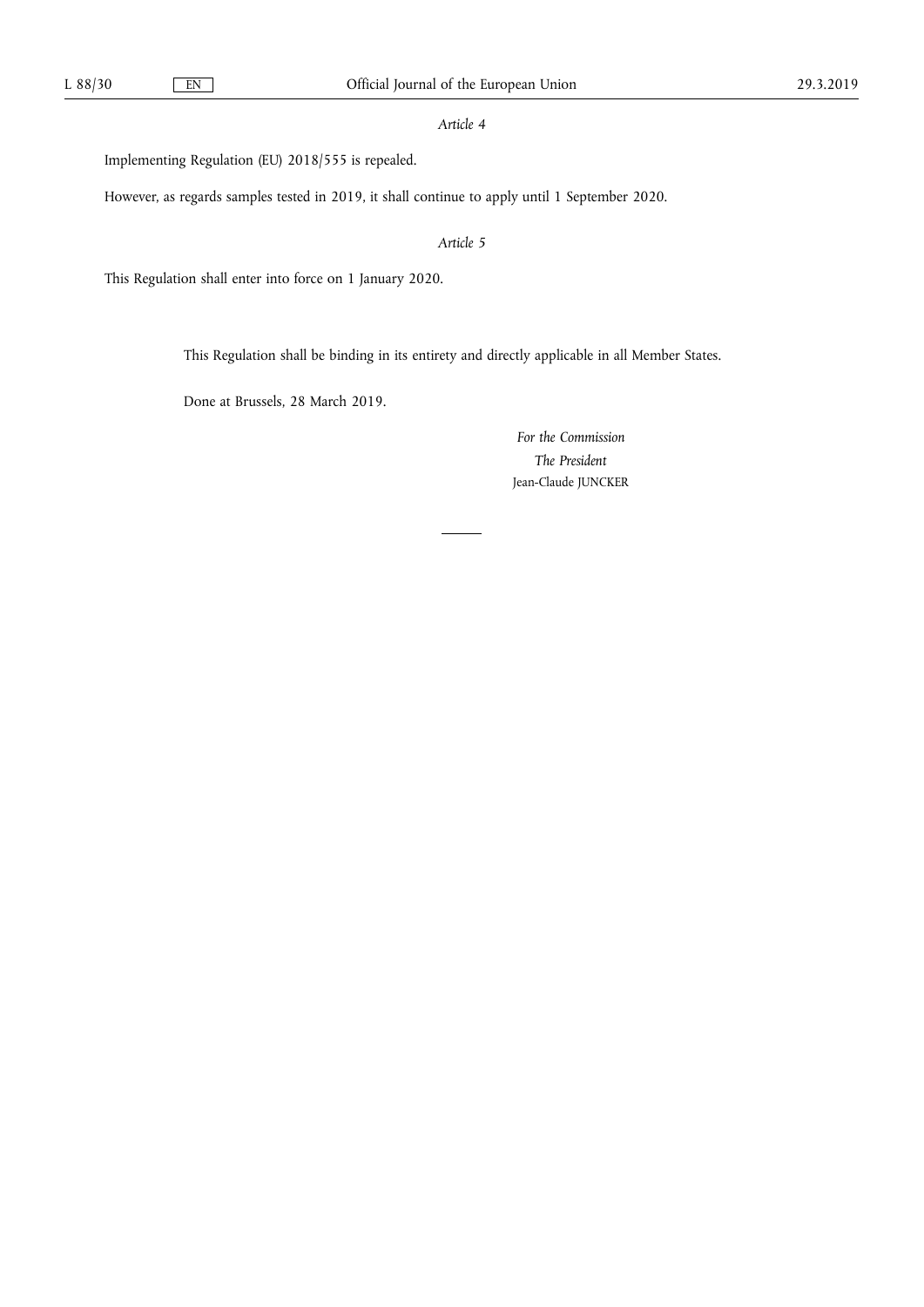*Article 4*

Implementing Regulation (EU) 2018/555 is repealed.

However, as regards samples tested in 2019, it shall continue to apply until 1 September 2020.

*Article 5*

This Regulation shall enter into force on 1 January 2020.

This Regulation shall be binding in its entirety and directly applicable in all Member States.

Done at Brussels, 28 March 2019.

*For the Commission*

*The President*

Jean-Claude JUNCKER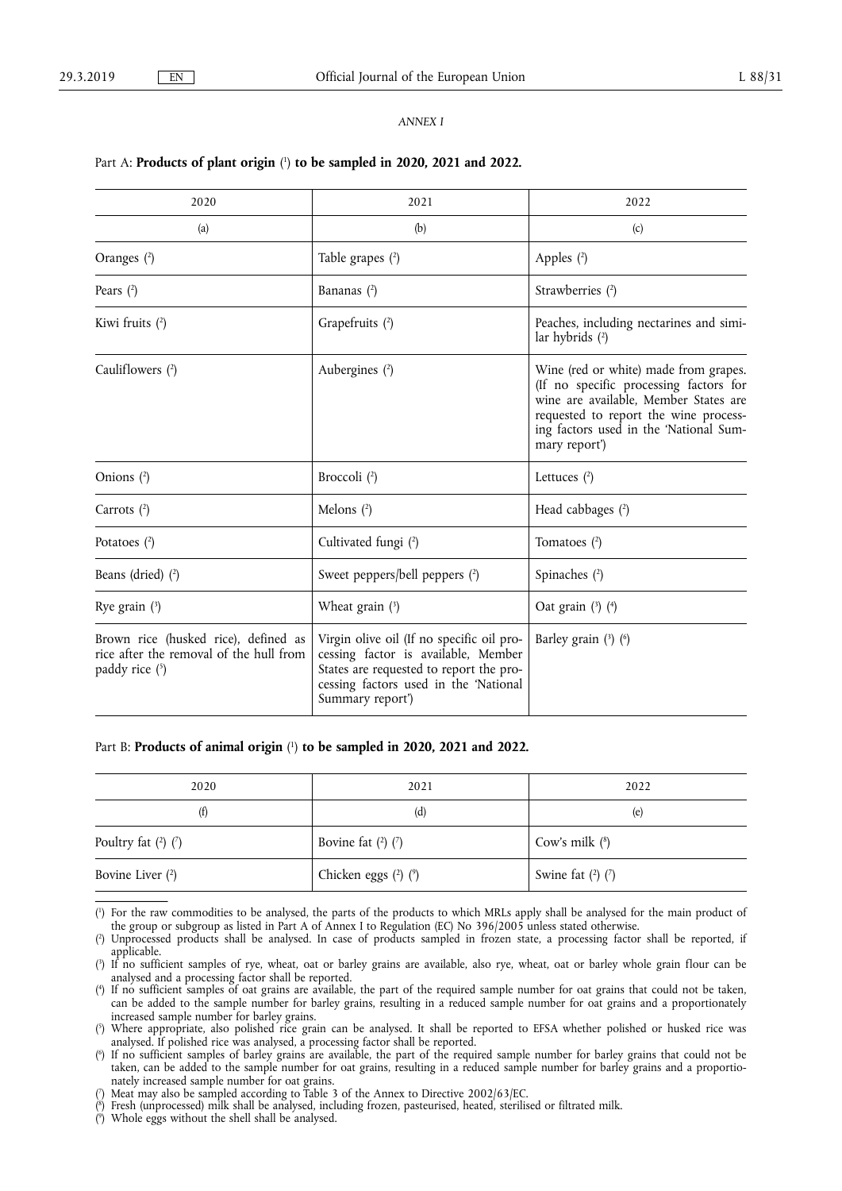*ANNEX I*

Part A: **Products of plant origin** [1] **to be sampled in 2020, 2021 and 2022.**

| 2020 | 2021 | 2022 |
|---|---|---|
| (a) | (b) | (c) |
| Oranges [2] | Table grapes [2] | Apples [2] |
| Pears [2] | Bananas [2] | Strawberries [2] |
| Kiwi fruits [2] | Grapefruits [2] | Peaches, including nectarines and similar hybrids [2] |
| Cauliflowers [2] | Aubergines [2] | Wine (red or white) made from grapes. (If no specific processing factors for wine are available, Member States are requested to report the wine processing factors used in the 'National Summary report') |
| Onions [2] | Broccoli [2] | Lettuces [2] |
| Carrots [2] | Melons [2] | Head cabbages [2] |
| Potatoes [2] | Cultivated fungi [2] | Tomatoes [2] |
| Beans (dried) [2] | Sweet peppers/bell peppers [2] | Spinaches [2] |
| Rye grain [3] | Wheat grain [3] | Oat grain [3] [4] |
| Brown rice (husked rice), defined as rice after the removal of the hull from paddy rice [5] | Virgin olive oil (If no specific oil processing factor is available, Member States are requested to report the processing factors used in the 'National Summary report') | Barley grain [3] [6] |

Part B: **Products of animal origin** [1] **to be sampled in 2020, 2021 and 2022.**

| 2020 | 2021 | 2022 |
|---|---|---|
| (f) | (d) | (e) |
| Poultry fat [2] [7] | Bovine fat [2] [7] | Cow's milk [8] |
| Bovine Liver [2] | Chicken eggs [2] [9] | Swine fat [2] [7] |

[1] For the raw commodities to be analysed, the parts of the products to which MRLs apply shall be analysed for the main product of the group or subgroup as listed in Part A of Annex I to Regulation (EC) No 396/2005 unless stated otherwise.

[2] Unprocessed products shall be analysed. In case of products sampled in frozen state, a processing factor shall be reported, if applicable.

[3] If no sufficient samples of rye, wheat, oat or barley grains are available, also rye, wheat, oat or barley whole grain flour can be analysed and a processing factor shall be reported.

[4] If no sufficient samples of oat grains are available, the part of the required sample number for oat grains that could not be taken, can be added to the sample number for barley grains, resulting in a reduced sample number for oat grains and a proportionately increased sample number for barley grains.

[5] Where appropriate, also polished rice grain can be analysed. It shall be reported to EFSA whether polished or husked rice was analysed. If polished rice was analysed, a processing factor shall be reported.

[6] If no sufficient samples of barley grains are available, the part of the required sample number for barley grains that could not be taken, can be added to the sample number for oat grains, resulting in a reduced sample number for barley grains and a proportionately increased sample number for oat grains.

[7] Meat may also be sampled according to Table 3 of the Annex to Directive 2002/63/EC.

[8] Fresh (unprocessed) milk shall be analysed, including frozen, pasteurised, heated, sterilised or filtrated milk.

[9] Whole eggs without the shell shall be analysed.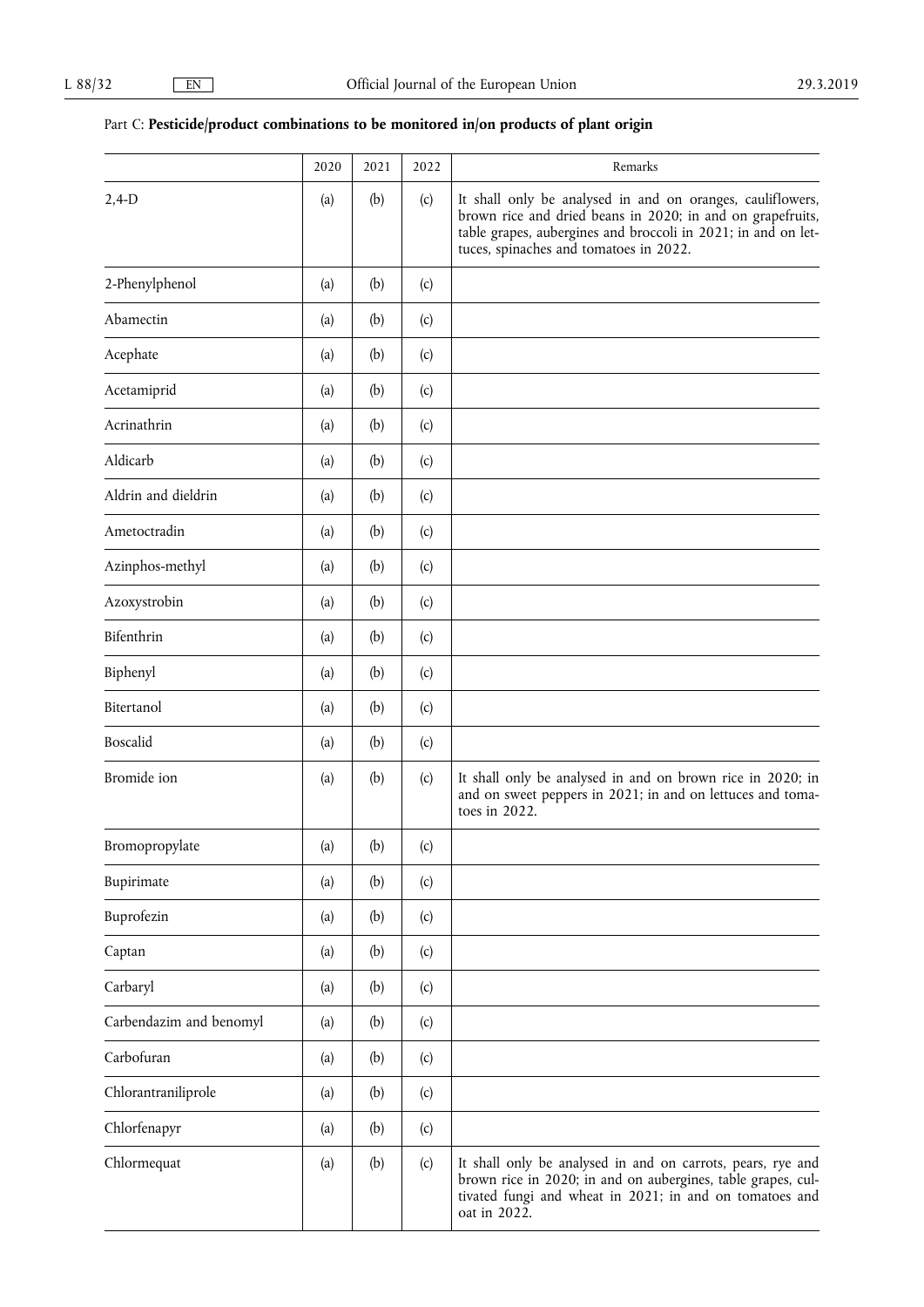Part C: **Pesticide/product combinations to be monitored in/on products of plant origin**

| | 2020 | 2021 | 2022 | Remarks |
|---|---|---|---|---|
| 2,4-D | (a) | (b) | (c) | It shall only be analysed in and on oranges, cauliflowers, brown rice and dried beans in 2020; in and on grapefruits, table grapes, aubergines and broccoli in 2021; in and on lettuces, spinaches and tomatoes in 2022. |
| 2-Phenylphenol | (a) | (b) | (c) | |
| Abamectin | (a) | (b) | (c) | |
| Acephate | (a) | (b) | (c) | |
| Acetamiprid | (a) | (b) | (c) | |
| Acrinathrin | (a) | (b) | (c) | |
| Aldicarb | (a) | (b) | (c) | |
| Aldrin and dieldrin | (a) | (b) | (c) | |
| Ametoctradin | (a) | (b) | (c) | |
| Azinphos-methyl | (a) | (b) | (c) | |
| Azoxystrobin | (a) | (b) | (c) | |
| Bifenthrin | (a) | (b) | (c) | |
| Biphenyl | (a) | (b) | (c) | |
| Bitertanol | (a) | (b) | (c) | |
| Boscalid | (a) | (b) | (c) | |
| Bromide ion | (a) | (b) | (c) | It shall only be analysed in and on brown rice in 2020; in and on sweet peppers in 2021; in and on lettuces and tomatoes in 2022. |
| Bromopropylate | (a) | (b) | (c) | |
| Bupirimate | (a) | (b) | (c) | |
| Buprofezin | (a) | (b) | (c) | |
| Captan | (a) | (b) | (c) | |
| Carbaryl | (a) | (b) | (c) | |
| Carbendazim and benomyl | (a) | (b) | (c) | |
| Carbofuran | (a) | (b) | (c) | |
| Chlorantraniliprole | (a) | (b) | (c) | |
| Chlorfenapyr | (a) | (b) | (c) | |
| Chlormequat | (a) | (b) | (c) | It shall only be analysed in and on carrots, pears, rye and brown rice in 2020; in and on aubergines, table grapes, cultivated fungi and wheat in 2021; in and on tomatoes and oat in 2022. |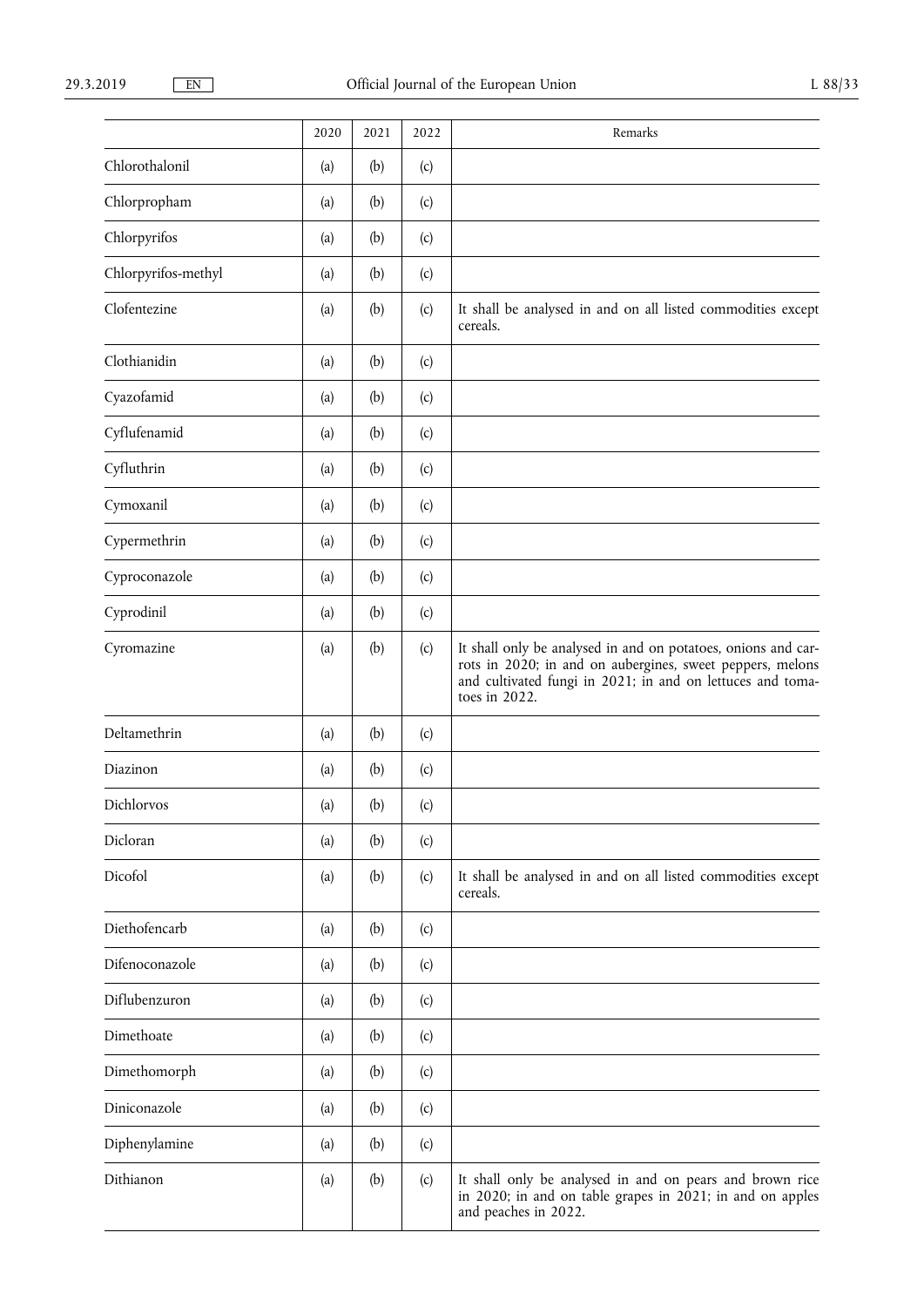| | 2020 | 2021 | 2022 | Remarks |
|---|---|---|---|---|
| Chlorothalonil | (a) | (b) | (c) | |
| Chlorpropham | (a) | (b) | (c) | |
| Chlorpyrifos | (a) | (b) | (c) | |
| Chlorpyrifos-methyl | (a) | (b) | (c) | |
| Clofentezine | (a) | (b) | (c) | It shall be analysed in and on all listed commodities except cereals. |
| Clothianidin | (a) | (b) | (c) | |
| Cyazofamid | (a) | (b) | (c) | |
| Cyflufenamid | (a) | (b) | (c) | |
| Cyfluthrin | (a) | (b) | (c) | |
| Cymoxanil | (a) | (b) | (c) | |
| Cypermethrin | (a) | (b) | (c) | |
| Cyproconazole | (a) | (b) | (c) | |
| Cyprodinil | (a) | (b) | (c) | |
| Cyromazine | (a) | (b) | (c) | It shall only be analysed in and on potatoes, onions and carrots in 2020; in and on aubergines, sweet peppers, melons and cultivated fungi in 2021; in and on lettuces and tomatoes in 2022. |
| Deltamethrin | (a) | (b) | (c) | |
| Diazinon | (a) | (b) | (c) | |
| Dichlorvos | (a) | (b) | (c) | |
| Dicloran | (a) | (b) | (c) | |
| Dicofol | (a) | (b) | (c) | It shall be analysed in and on all listed commodities except cereals. |
| Diethofencarb | (a) | (b) | (c) | |
| Difenoconazole | (a) | (b) | (c) | |
| Diflubenzuron | (a) | (b) | (c) | |
| Dimethoate | (a) | (b) | (c) | |
| Dimethomorph | (a) | (b) | (c) | |
| Diniconazole | (a) | (b) | (c) | |
| Diphenylamine | (a) | (b) | (c) | |
| Dithianon | (a) | (b) | (c) | It shall only be analysed in and on pears and brown rice in 2020; in and on table grapes in 2021; in and on apples and peaches in 2022. |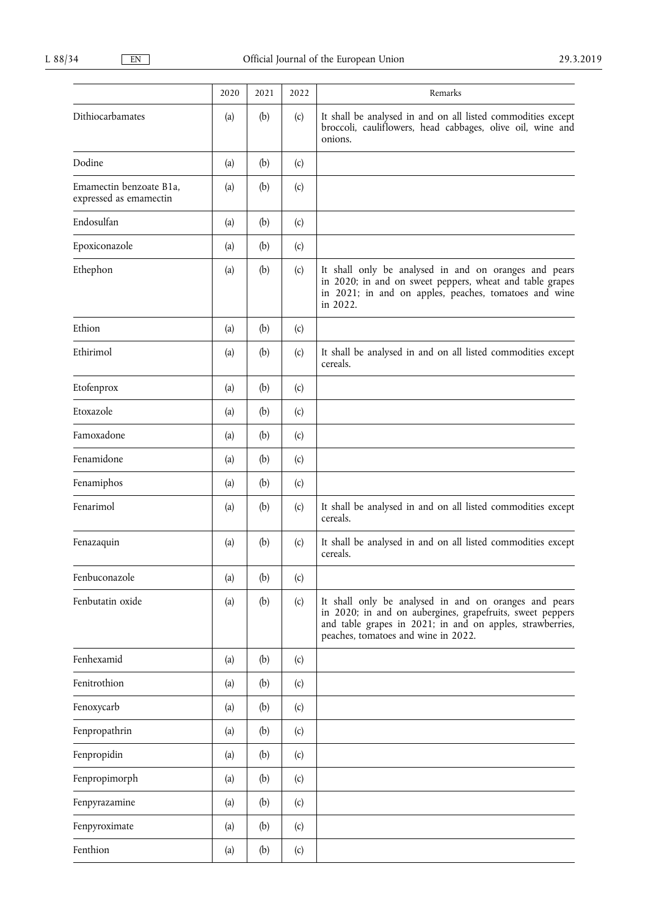| | 2020 | 2021 | 2022 | Remarks |
|---|---|---|---|---|
| Dithiocarbamates | (a) | (b) | (c) | It shall be analysed in and on all listed commodities except broccoli, cauliflowers, head cabbages, olive oil, wine and onions. |
| Dodine | (a) | (b) | (c) | |
| Emamectin benzoate B1a, expressed as emamectin | (a) | (b) | (c) | |
| Endosulfan | (a) | (b) | (c) | |
| Epoxiconazole | (a) | (b) | (c) | |
| Ethephon | (a) | (b) | (c) | It shall only be analysed in and on oranges and pears in 2020; in and on sweet peppers, wheat and table grapes in 2021; in and on apples, peaches, tomatoes and wine in 2022. |
| Ethion | (a) | (b) | (c) | |
| Ethirimol | (a) | (b) | (c) | It shall be analysed in and on all listed commodities except cereals. |
| Etofenprox | (a) | (b) | (c) | |
| Etoxazole | (a) | (b) | (c) | |
| Famoxadone | (a) | (b) | (c) | |
| Fenamidone | (a) | (b) | (c) | |
| Fenamiphos | (a) | (b) | (c) | |
| Fenarimol | (a) | (b) | (c) | It shall be analysed in and on all listed commodities except cereals. |
| Fenazaquin | (a) | (b) | (c) | It shall be analysed in and on all listed commodities except cereals. |
| Fenbuconazole | (a) | (b) | (c) | |
| Fenbutatin oxide | (a) | (b) | (c) | It shall only be analysed in and on oranges and pears in 2020; in and on aubergines, grapefruits, sweet peppers and table grapes in 2021; in and on apples, strawberries, peaches, tomatoes and wine in 2022. |
| Fenhexamid | (a) | (b) | (c) | |
| Fenitrothion | (a) | (b) | (c) | |
| Fenoxycarb | (a) | (b) | (c) | |
| Fenpropathrin | (a) | (b) | (c) | |
| Fenpropidin | (a) | (b) | (c) | |
| Fenpropimorph | (a) | (b) | (c) | |
| Fenpyrazamine | (a) | (b) | (c) | |
| Fenpyroximate | (a) | (b) | (c) | |
| Fenthion | (a) | (b) | (c) | |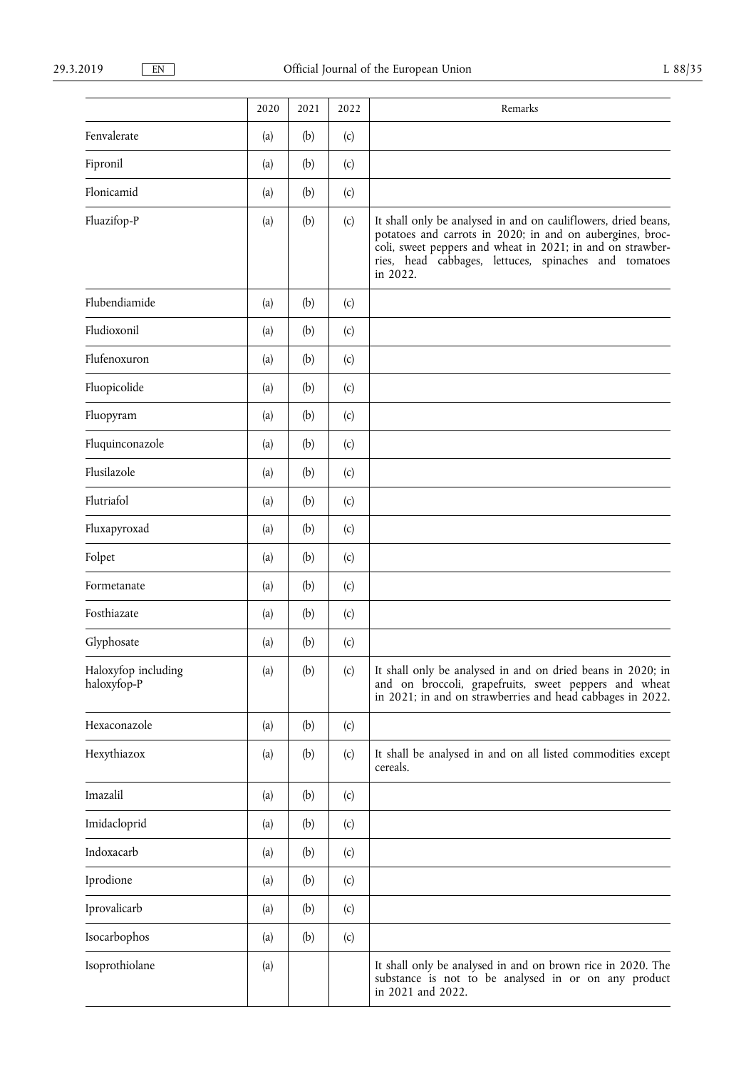| | 2020 | 2021 | 2022 | Remarks |
|---|---|---|---|---|
| Fenvalerate | (a) | (b) | (c) | |
| Fipronil | (a) | (b) | (c) | |
| Flonicamid | (a) | (b) | (c) | |
| Fluazifop-P | (a) | (b) | (c) | It shall only be analysed in and on cauliflowers, dried beans, potatoes and carrots in 2020; in and on aubergines, broccoli, sweet peppers and wheat in 2021; in and on strawberries, head cabbages, lettuces, spinaches and tomatoes in 2022. |
| Flubendiamide | (a) | (b) | (c) | |
| Fludioxonil | (a) | (b) | (c) | |
| Flufenoxuron | (a) | (b) | (c) | |
| Fluopicolide | (a) | (b) | (c) | |
| Fluopyram | (a) | (b) | (c) | |
| Fluquinconazole | (a) | (b) | (c) | |
| Flusilazole | (a) | (b) | (c) | |
| Flutriafol | (a) | (b) | (c) | |
| Fluxapyroxad | (a) | (b) | (c) | |
| Folpet | (a) | (b) | (c) | |
| Formetanate | (a) | (b) | (c) | |
| Fosthiazate | (a) | (b) | (c) | |
| Glyphosate | (a) | (b) | (c) | |
| Haloxyfop including haloxyfop-P | (a) | (b) | (c) | It shall only be analysed in and on dried beans in 2020; in and on broccoli, grapefruits, sweet peppers and wheat in 2021; in and on strawberries and head cabbages in 2022. |
| Hexaconazole | (a) | (b) | (c) | |
| Hexythiazox | (a) | (b) | (c) | It shall be analysed in and on all listed commodities except cereals. |
| Imazalil | (a) | (b) | (c) | |
| Imidacloprid | (a) | (b) | (c) | |
| Indoxacarb | (a) | (b) | (c) | |
| Iprodione | (a) | (b) | (c) | |
| Iprovalicarb | (a) | (b) | (c) | |
| Isocarbophos | (a) | (b) | (c) | |
| Isoprothiolane | (a) | | | It shall only be analysed in and on brown rice in 2020. The substance is not to be analysed in or on any product in 2021 and 2022. |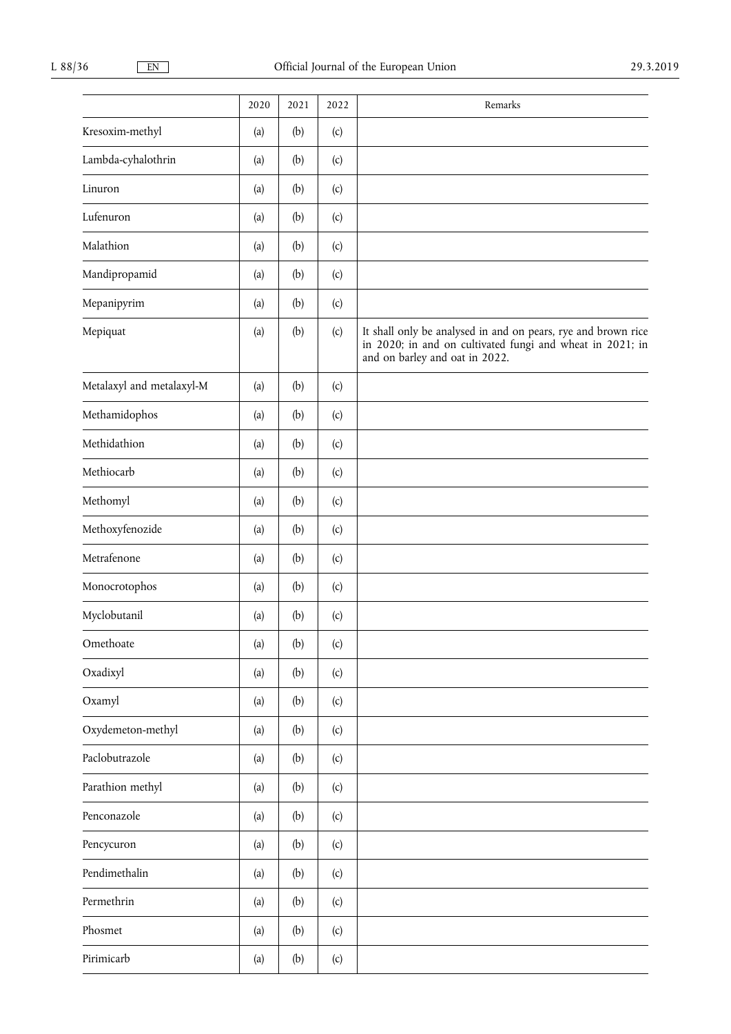|  | 2020 | 2021 | 2022 | Remarks |
|---|---|---|---|---|
| Kresoxim-methyl | (a) | (b) | (c) |  |
| Lambda-cyhalothrin | (a) | (b) | (c) |  |
| Linuron | (a) | (b) | (c) |  |
| Lufenuron | (a) | (b) | (c) |  |
| Malathion | (a) | (b) | (c) |  |
| Mandipropamid | (a) | (b) | (c) |  |
| Mepanipyrim | (a) | (b) | (c) |  |
| Mepiquat | (a) | (b) | (c) | It shall only be analysed in and on pears, rye and brown rice in 2020; in and on cultivated fungi and wheat in 2021; in and on barley and oat in 2022. |
| Metalaxyl and metalaxyl-M | (a) | (b) | (c) |  |
| Methamidophos | (a) | (b) | (c) |  |
| Methidathion | (a) | (b) | (c) |  |
| Methiocarb | (a) | (b) | (c) |  |
| Methomyl | (a) | (b) | (c) |  |
| Methoxyfenozide | (a) | (b) | (c) |  |
| Metrafenone | (a) | (b) | (c) |  |
| Monocrotophos | (a) | (b) | (c) |  |
| Myclobutanil | (a) | (b) | (c) |  |
| Omethoate | (a) | (b) | (c) |  |
| Oxadixyl | (a) | (b) | (c) |  |
| Oxamyl | (a) | (b) | (c) |  |
| Oxydemeton-methyl | (a) | (b) | (c) |  |
| Paclobutrazole | (a) | (b) | (c) |  |
| Parathion methyl | (a) | (b) | (c) |  |
| Penconazole | (a) | (b) | (c) |  |
| Pencycuron | (a) | (b) | (c) |  |
| Pendimethalin | (a) | (b) | (c) |  |
| Permethrin | (a) | (b) | (c) |  |
| Phosmet | (a) | (b) | (c) |  |
| Pirimicarb | (a) | (b) | (c) |  |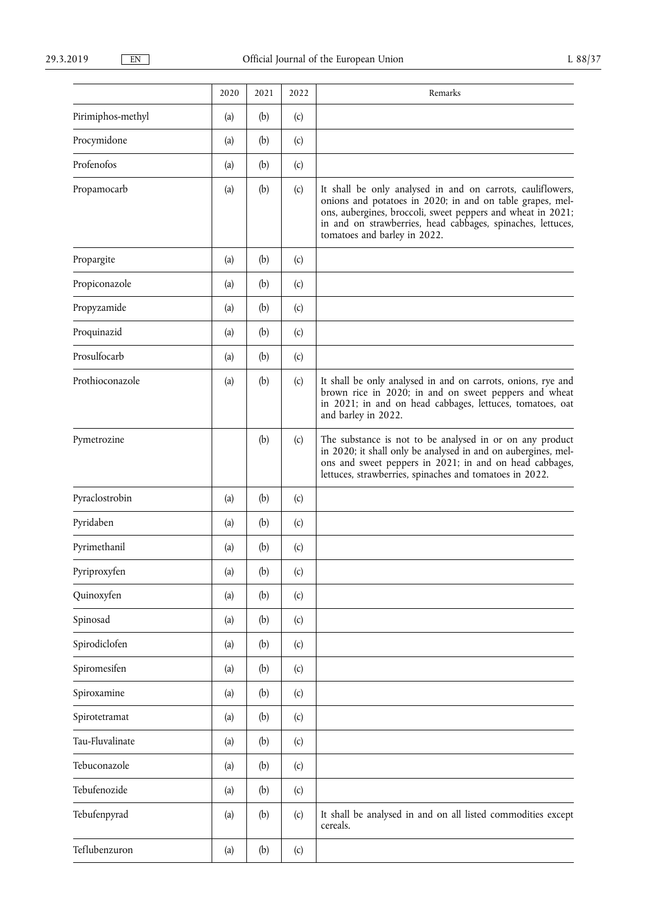| | 2020 | 2021 | 2022 | Remarks |
|---|---|---|---|---|
| Pirimiphos-methyl | (a) | (b) | (c) | |
| Procymidone | (a) | (b) | (c) | |
| Profenofos | (a) | (b) | (c) | |
| Propamocarb | (a) | (b) | (c) | It shall be only analysed in and on carrots, cauliflowers, onions and potatoes in 2020; in and on table grapes, melons, aubergines, broccoli, sweet peppers and wheat in 2021; in and on strawberries, head cabbages, spinaches, lettuces, tomatoes and barley in 2022. |
| Propargite | (a) | (b) | (c) | |
| Propiconazole | (a) | (b) | (c) | |
| Propyzamide | (a) | (b) | (c) | |
| Proquinazid | (a) | (b) | (c) | |
| Prosulfocarb | (a) | (b) | (c) | |
| Prothioconazole | (a) | (b) | (c) | It shall be only analysed in and on carrots, onions, rye and brown rice in 2020; in and on sweet peppers and wheat in 2021; in and on head cabbages, lettuces, tomatoes, oat and barley in 2022. |
| Pymetrozine | | (b) | (c) | The substance is not to be analysed in or on any product in 2020; it shall only be analysed in and on aubergines, melons and sweet peppers in 2021; in and on head cabbages, lettuces, strawberries, spinaches and tomatoes in 2022. |
| Pyraclostrobin | (a) | (b) | (c) | |
| Pyridaben | (a) | (b) | (c) | |
| Pyrimethanil | (a) | (b) | (c) | |
| Pyriproxyfen | (a) | (b) | (c) | |
| Quinoxyfen | (a) | (b) | (c) | |
| Spinosad | (a) | (b) | (c) | |
| Spirodiclofen | (a) | (b) | (c) | |
| Spiromesifen | (a) | (b) | (c) | |
| Spiroxamine | (a) | (b) | (c) | |
| Spirotetramat | (a) | (b) | (c) | |
| Tau-Fluvalinate | (a) | (b) | (c) | |
| Tebuconazole | (a) | (b) | (c) | |
| Tebufenozide | (a) | (b) | (c) | |
| Tebufenpyrad | (a) | (b) | (c) | It shall be analysed in and on all listed commodities except cereals. |
| Teflubenzuron | (a) | (b) | (c) | |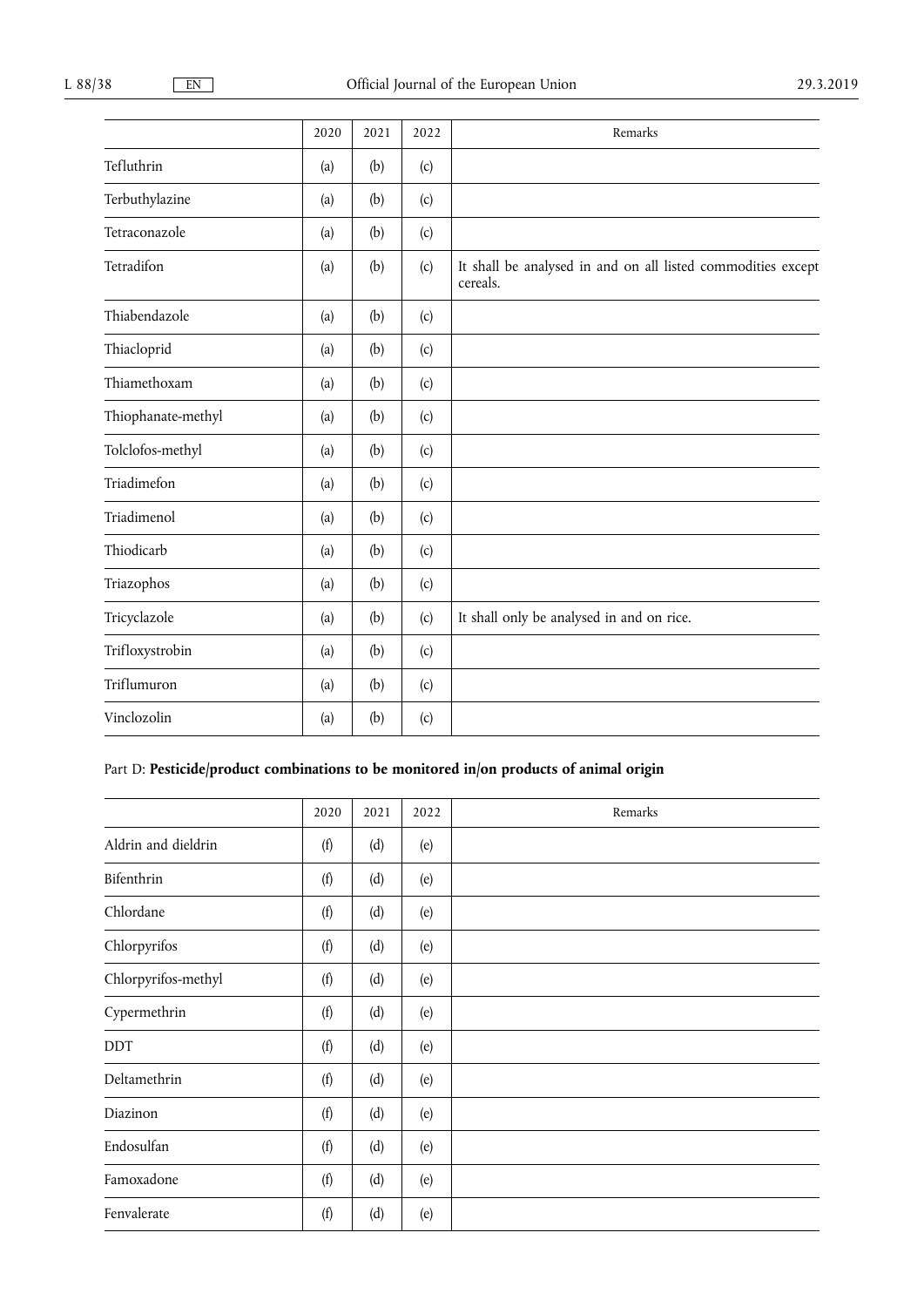|  | 2020 | 2021 | 2022 | Remarks |
|---|---|---|---|---|
| Tefluthrin | (a) | (b) | (c) |  |
| Terbuthylazine | (a) | (b) | (c) |  |
| Tetraconazole | (a) | (b) | (c) |  |
| Tetradifon | (a) | (b) | (c) | It shall be analysed in and on all listed commodities except cereals. |
| Thiabendazole | (a) | (b) | (c) |  |
| Thiacloprid | (a) | (b) | (c) |  |
| Thiamethoxam | (a) | (b) | (c) |  |
| Thiophanate-methyl | (a) | (b) | (c) |  |
| Tolclofos-methyl | (a) | (b) | (c) |  |
| Triadimefon | (a) | (b) | (c) |  |
| Triadimenol | (a) | (b) | (c) |  |
| Thiodicarb | (a) | (b) | (c) |  |
| Triazophos | (a) | (b) | (c) |  |
| Tricyclazole | (a) | (b) | (c) | It shall only be analysed in and on rice. |
| Trifloxystrobin | (a) | (b) | (c) |  |
| Triflumuron | (a) | (b) | (c) |  |
| Vinclozolin | (a) | (b) | (c) |  |

Part D: **Pesticide/product combinations to be monitored in/on products of animal origin**

|  | 2020 | 2021 | 2022 | Remarks |
|---|---|---|---|---|
| Aldrin and dieldrin | (f) | (d) | (e) |  |
| Bifenthrin | (f) | (d) | (e) |  |
| Chlordane | (f) | (d) | (e) |  |
| Chlorpyrifos | (f) | (d) | (e) |  |
| Chlorpyrifos-methyl | (f) | (d) | (e) |  |
| Cypermethrin | (f) | (d) | (e) |  |
| DDT | (f) | (d) | (e) |  |
| Deltamethrin | (f) | (d) | (e) |  |
| Diazinon | (f) | (d) | (e) |  |
| Endosulfan | (f) | (d) | (e) |  |
| Famoxadone | (f) | (d) | (e) |  |
| Fenvalerate | (f) | (d) | (e) |  |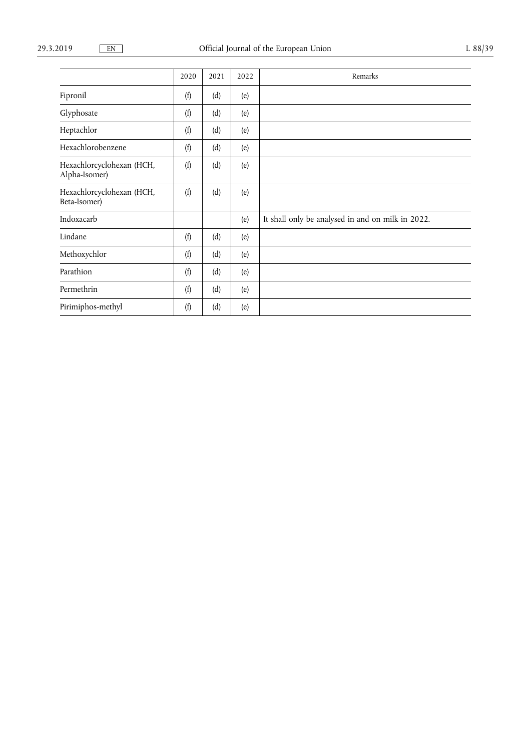| | 2020 | 2021 | 2022 | Remarks |
|---|---|---|---|---|
| Fipronil | (f) | (d) | (e) | |
| Glyphosate | (f) | (d) | (e) | |
| Heptachlor | (f) | (d) | (e) | |
| Hexachlorobenzene | (f) | (d) | (e) | |
| Hexachlorcyclohexan (HCH, Alpha-Isomer) | (f) | (d) | (e) | |
| Hexachlorcyclohexan (HCH, Beta-Isomer) | (f) | (d) | (e) | |
| Indoxacarb | | | (e) | It shall only be analysed in and on milk in 2022. |
| Lindane | (f) | (d) | (e) | |
| Methoxychlor | (f) | (d) | (e) | |
| Parathion | (f) | (d) | (e) | |
| Permethrin | (f) | (d) | (e) | |
| Pirimiphos-methyl | (f) | (d) | (e) | |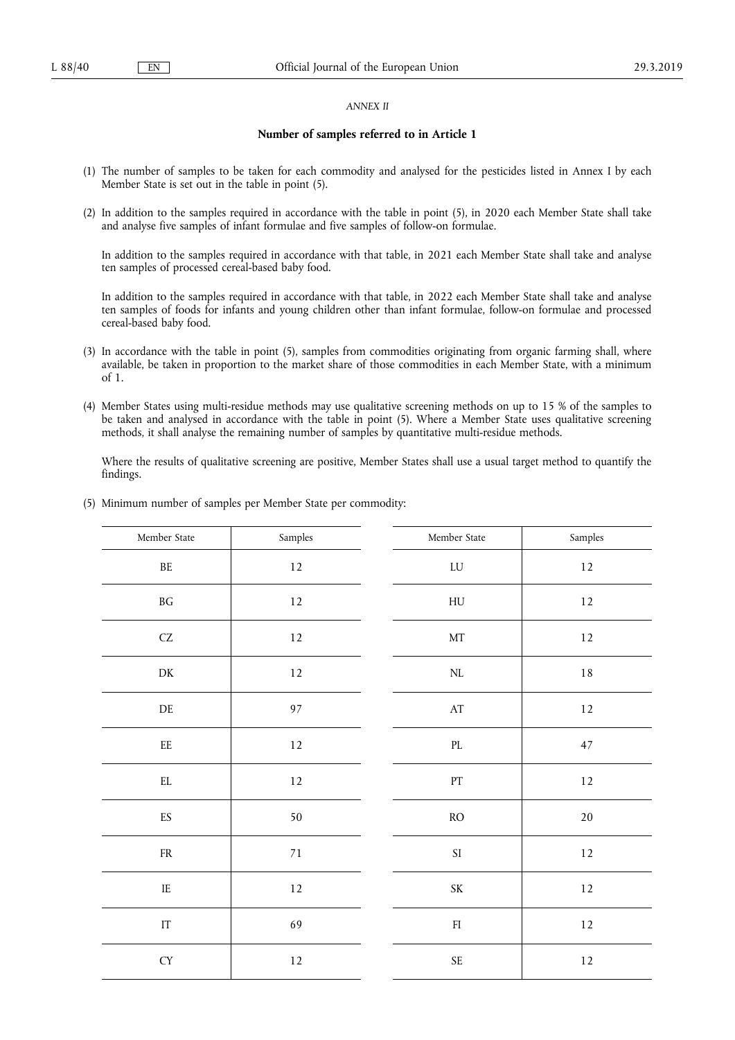*ANNEX II*

**Number of samples referred to in Article 1**

(1) The number of samples to be taken for each commodity and analysed for the pesticides listed in Annex I by each Member State is set out in the table in point (5).

(2) In addition to the samples required in accordance with the table in point (5), in 2020 each Member State shall take and analyse five samples of infant formulae and five samples of follow-on formulae.

In addition to the samples required in accordance with that table, in 2021 each Member State shall take and analyse ten samples of processed cereal-based baby food.

In addition to the samples required in accordance with that table, in 2022 each Member State shall take and analyse ten samples of foods for infants and young children other than infant formulae, follow-on formulae and processed cereal-based baby food.

(3) In accordance with the table in point (5), samples from commodities originating from organic farming shall, where available, be taken in proportion to the market share of those commodities in each Member State, with a minimum of 1.

(4) Member States using multi-residue methods may use qualitative screening methods on up to 15 % of the samples to be taken and analysed in accordance with the table in point (5). Where a Member State uses qualitative screening methods, it shall analyse the remaining number of samples by quantitative multi-residue methods.

Where the results of qualitative screening are positive, Member States shall use a usual target method to quantify the findings.

(5) Minimum number of samples per Member State per commodity:

| Member State | Samples |
|---|---|
| BE | 12 |
| BG | 12 |
| CZ | 12 |
| DK | 12 |
| DE | 97 |
| EE | 12 |
| EL | 12 |
| ES | 50 |
| FR | 71 |
| IE | 12 |
| IT | 69 |
| CY | 12 |
| LU | 12 |
| HU | 12 |
| MT | 12 |
| NL | 18 |
| AT | 12 |
| PL | 47 |
| PT | 12 |
| RO | 20 |
| SI | 12 |
| SK | 12 |
| FI | 12 |
| SE | 12 |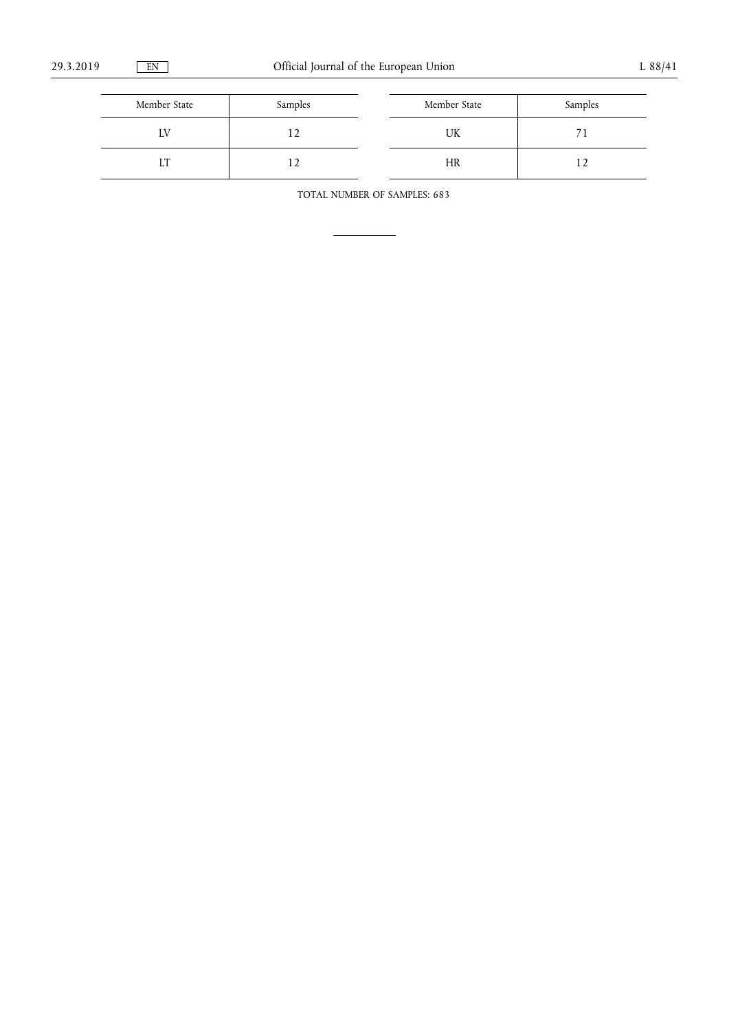| Member State | Samples | Member State | Samples |
|---|---|---|---|
| LV | 12 | UK | 71 |
| LT | 12 | HR | 12 |

TOTAL NUMBER OF SAMPLES: 683